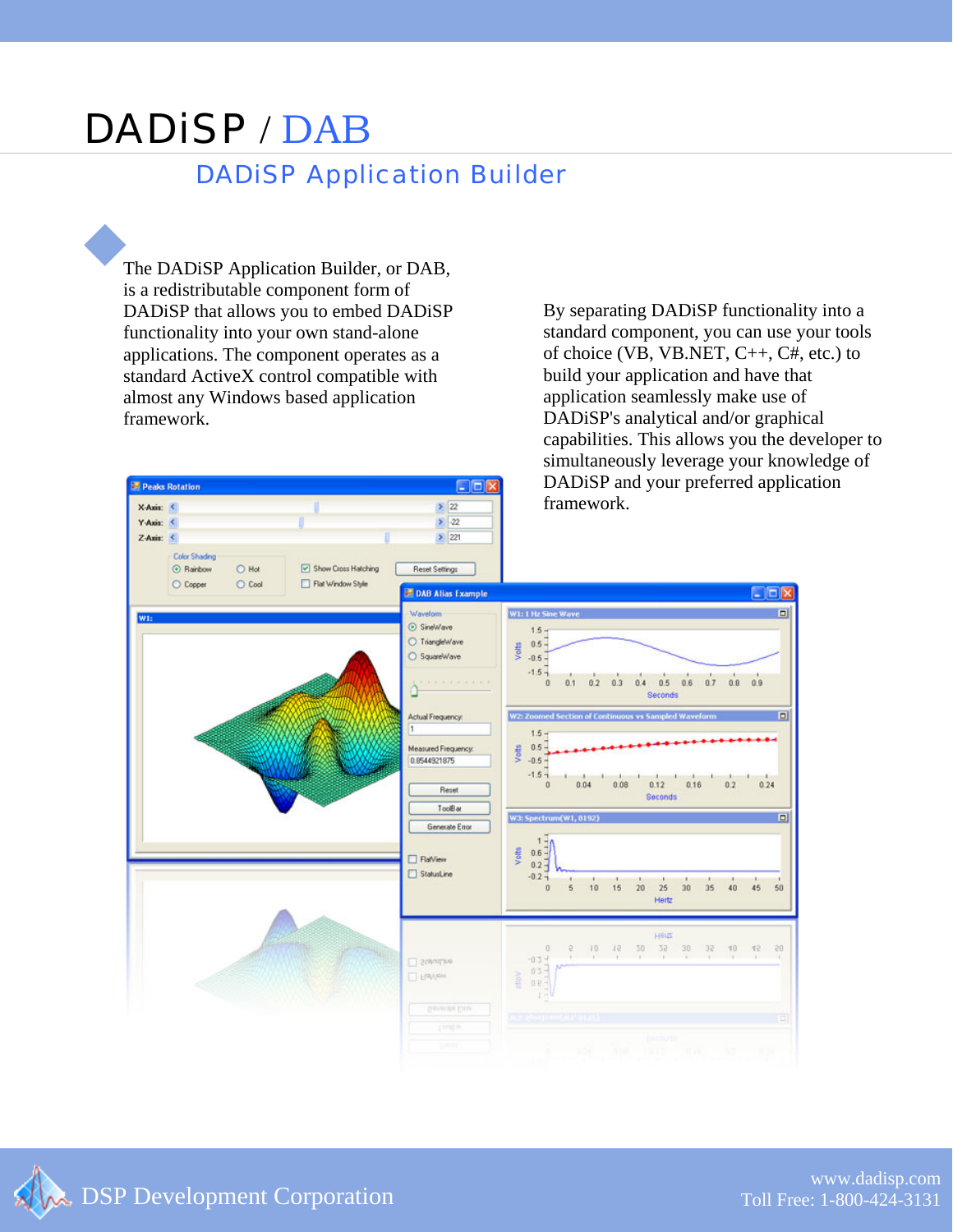# DADiSP / DAB

## DADiSP Application Builder

The DADiSP Application Builder, or DAB, is a redistributable component form of DADiSP that allows you to embed DADiSP functionality into your own stand-alone applications. The component operates as a standard ActiveX control compatible with almost any Windows based application framework.

By separating DADiSP functionality into a standard component, you can use your tools of choice (VB, VB.NET, C++, C#, etc.) to build your application and have that application seamlessly make use of DADiSP's analytical and/or graphical capabilities. This allows you the developer to simultaneously leverage your knowledge of DADiSP and your preferred application framework.

DSP Development Corporation

www.dadisp.com
Toll Free: 1-800-424-3131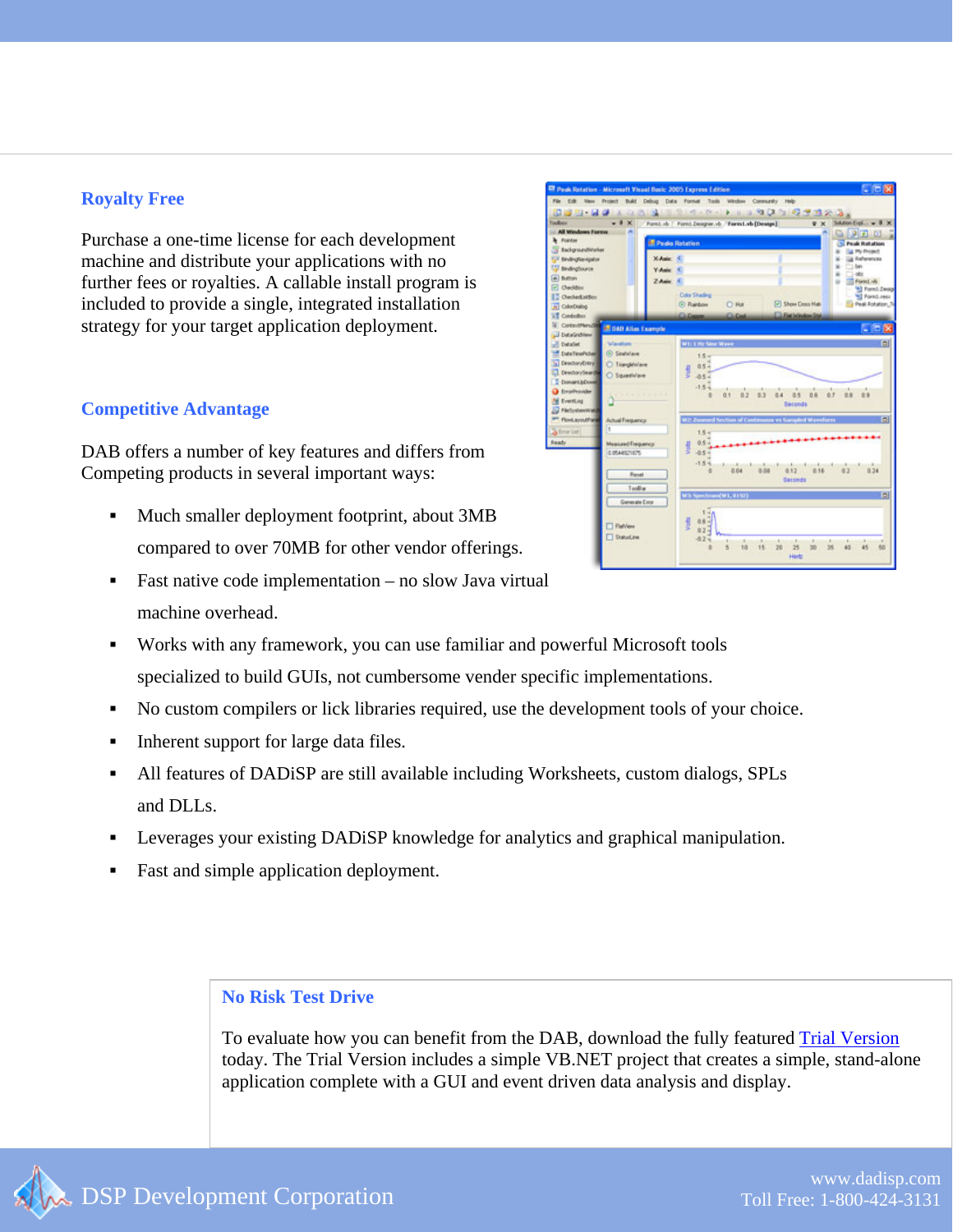## Royalty Free

Purchase a one-time license for each development machine and distribute your applications with no further fees or royalties. A callable install program is included to provide a single, integrated installation strategy for your target application deployment.

## Competitive Advantage

DAB offers a number of key features and differs from Competing products in several important ways:

- Much smaller deployment footprint, about 3MB compared to over 70MB for other vendor offerings.
- Fast native code implementation – no slow Java virtual machine overhead.
- Works with any framework, you can use familiar and powerful Microsoft tools specialized to build GUIs, not cumbersome vender specific implementations.
- No custom compilers or lick libraries required, use the development tools of your choice.
- Inherent support for large data files.
- All features of DADiSP are still available including Worksheets, custom dialogs, SPLs and DLLs.
- Leverages your existing DADiSP knowledge for analytics and graphical manipulation.
- Fast and simple application deployment.

## No Risk Test Drive

To evaluate how you can benefit from the DAB, download the fully featured Trial Version today. The Trial Version includes a simple VB.NET project that creates a simple, stand-alone application complete with a GUI and event driven data analysis and display.

DSP Development Corporation

www.dadisp.com
Toll Free: 1-800-424-3131